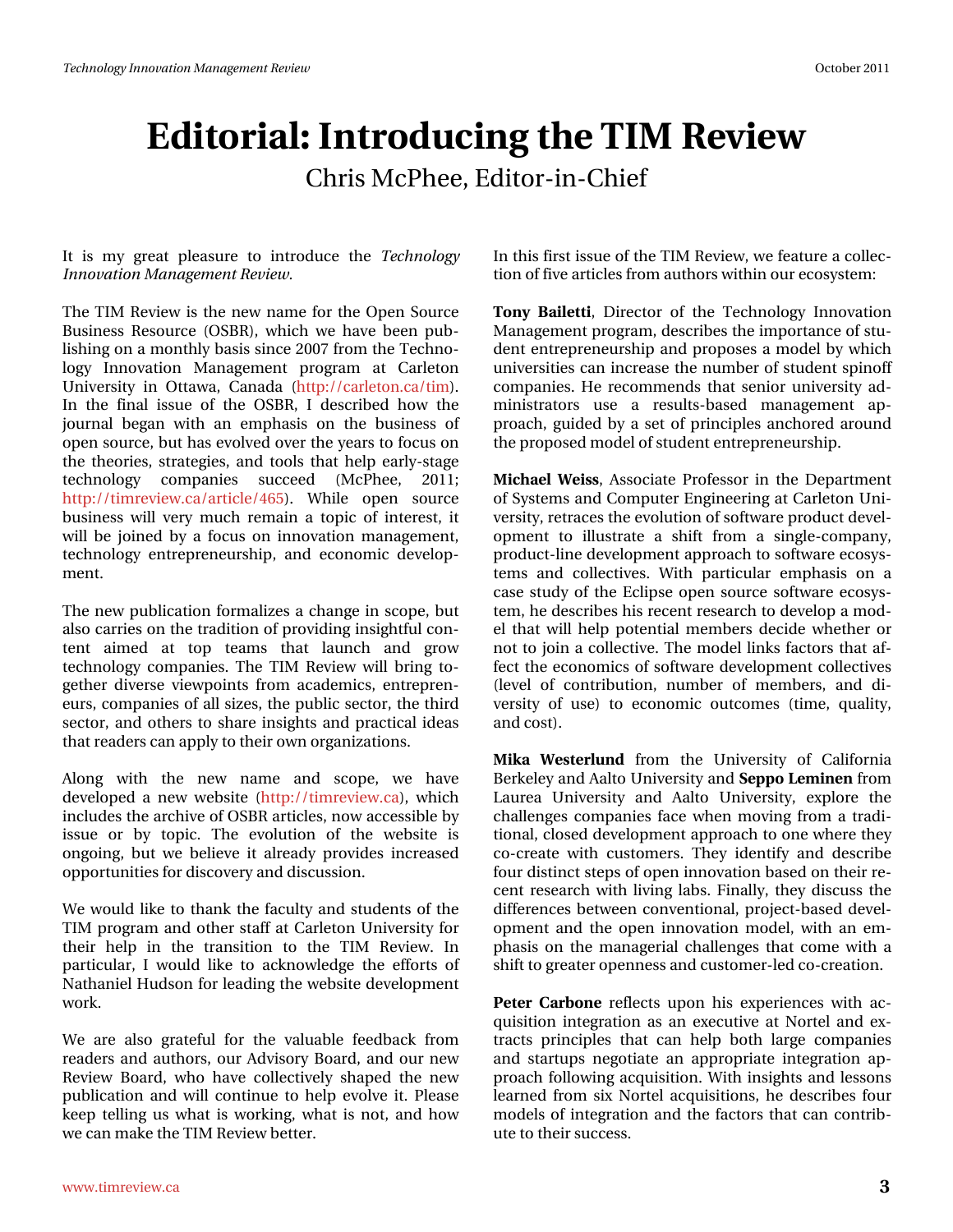# Editorial: Introducing the TIM Review

Chris McPhee, Editor-in-Chief

It is my great pleasure to introduce the *Technology Innovation Management Review*.

The TIM Review is the new name for the Open Source Business Resource (OSBR), which we have been publishing on a monthly basis since 2007 from the Technology Innovation Management program at Carleton University in Ottawa, Canada (http://carleton.ca/tim). In the final issue of the OSBR, I described how the journal began with an emphasis on the business of open source, but has evolved over the years to focus on the theories, strategies, and tools that help early-stage technology companies succeed (McPhee, 2011; http://timreview.ca/article/465). While open source business will very much remain a topic of interest, it will be joined by a focus on innovation management, technology entrepreneurship, and economic development.

The new publication formalizes a change in scope, but also carries on the tradition of providing insightful content aimed at top teams that launch and grow technology companies. The TIM Review will bring together diverse viewpoints from academics, entrepreneurs, companies of all sizes, the public sector, the third sector, and others to share insights and practical ideas that readers can apply to their own organizations.

Along with the new name and scope, we have developed a new website (http://timreview.ca), which includes the archive of OSBR articles, now accessible by issue or by topic. The evolution of the website is ongoing, but we believe it already provides increased opportunities for discovery and discussion.

We would like to thank the faculty and students of the TIM program and other staff at Carleton University for their help in the transition to the TIM Review. In particular, I would like to acknowledge the efforts of Nathaniel Hudson for leading the website development work.

We are also grateful for the valuable feedback from readers and authors, our Advisory Board, and our new Review Board, who have collectively shaped the new publication and will continue to help evolve it. Please keep telling us what is working, what is not, and how we can make the TIM Review better.

In this first issue of the TIM Review, we feature a collection of five articles from authors within our ecosystem:

**Tony Bailetti**, Director of the Technology Innovation Management program, describes the importance of student entrepreneurship and proposes a model by which universities can increase the number of student spinoff companies. He recommends that senior university administrators use a results-based management approach, guided by a set of principles anchored around the proposed model of student entrepreneurship.

**Michael Weiss**, Associate Professor in the Department of Systems and Computer Engineering at Carleton University, retraces the evolution of software product development to illustrate a shift from a single-company, product-line development approach to software ecosystems and collectives. With particular emphasis on a case study of the Eclipse open source software ecosystem, he describes his recent research to develop a model that will help potential members decide whether or not to join a collective. The model links factors that affect the economics of software development collectives (level of contribution, number of members, and diversity of use) to economic outcomes (time, quality, and cost).

**Mika Westerlund** from the University of California Berkeley and Aalto University and **Seppo Leminen** from Laurea University and Aalto University, explore the challenges companies face when moving from a traditional, closed development approach to one where they co-create with customers. They identify and describe four distinct steps of open innovation based on their recent research with living labs. Finally, they discuss the differences between conventional, project-based development and the open innovation model, with an emphasis on the managerial challenges that come with a shift to greater openness and customer-led co-creation.

**Peter Carbone** reflects upon his experiences with acquisition integration as an executive at Nortel and extracts principles that can help both large companies and startups negotiate an appropriate integration approach following acquisition. With insights and lessons learned from six Nortel acquisitions, he describes four models of integration and the factors that can contribute to their success.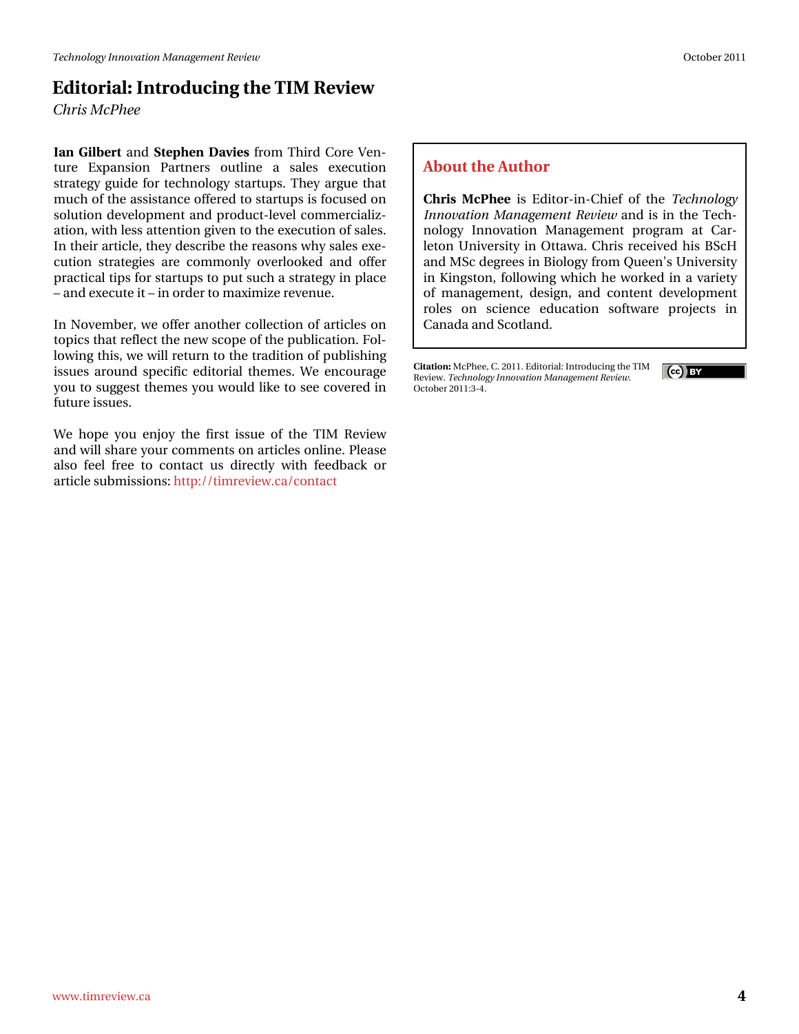**Ian Gilbert** and **Stephen Davies** from Third Core Venture Expansion Partners outline a sales execution strategy guide for technology startups. They argue that much of the assistance offered to startups is focused on solution development and product-level commercialization, with less attention given to the execution of sales. In their article, they describe the reasons why sales execution strategies are commonly overlooked and offer practical tips for startups to put such a strategy in place – and execute it – in order to maximize revenue.

In November, we offer another collection of articles on topics that reflect the new scope of the publication. Following this, we will return to the tradition of publishing issues around specific editorial themes. We encourage you to suggest themes you would like to see covered in future issues.

We hope you enjoy the first issue of the TIM Review and will share your comments on articles online. Please also feel free to contact us directly with feedback or article submissions: http://timreview.ca/contact

## About the Author

**Chris McPhee** is Editor-in-Chief of the *Technology Innovation Management Review* and is in the Technology Innovation Management program at Carleton University in Ottawa. Chris received his BScH and MSc degrees in Biology from Queen's University in Kingston, following which he worked in a variety of management, design, and content development roles on science education software projects in Canada and Scotland.

**Citation:** McPhee, C. 2011. Editorial: Introducing the TIM Review. *Technology Innovation Management Review*. October 2011:3-4.